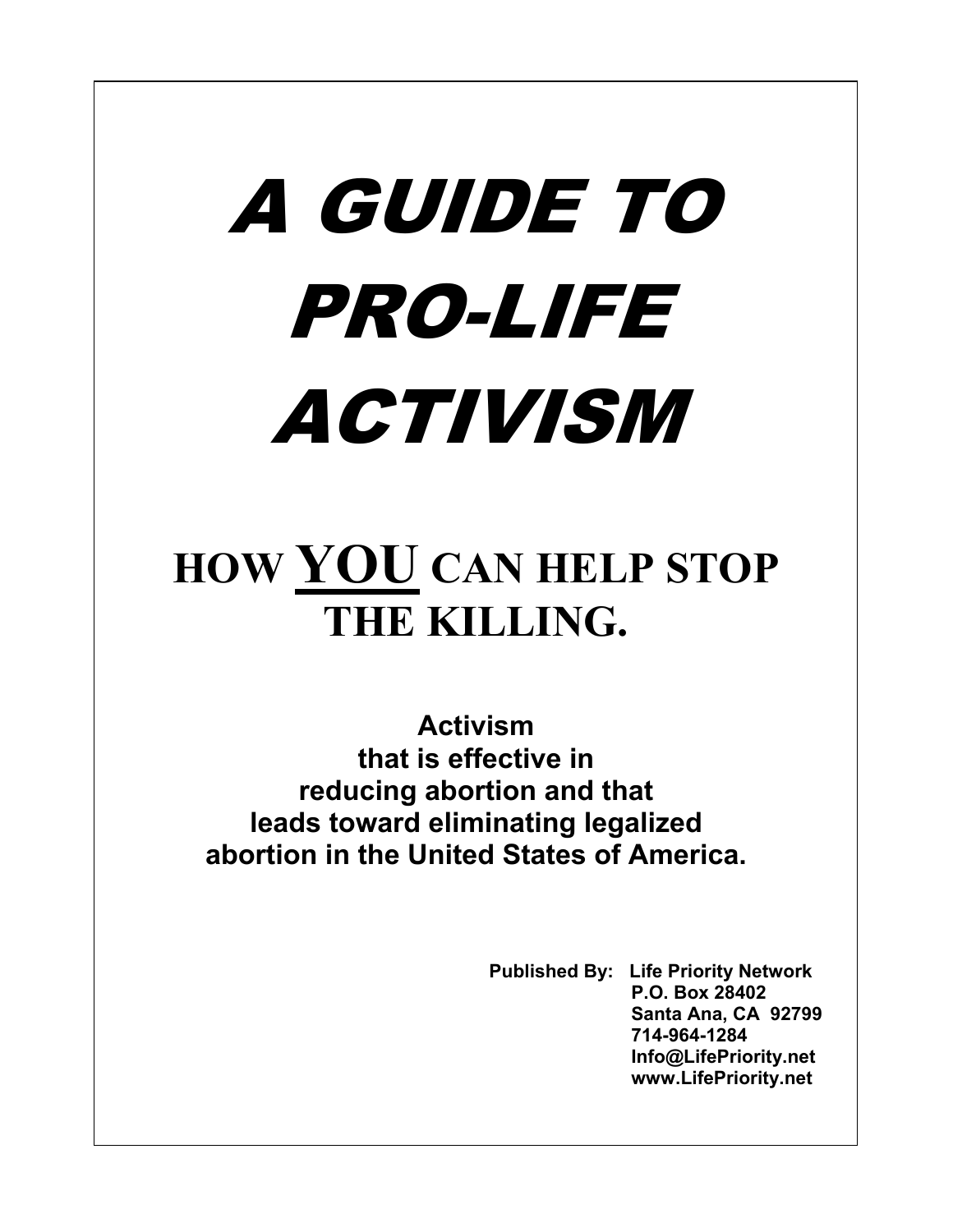# A GUIDE TO PRO-LIFE ACTIVISM

## HOW YOU CAN HELP STOP THE KILLING.

**Activism that is effective in reducing abortion and that leads toward eliminating legalized abortion in the United States of America.**

**Published By:** **Life Priority Network**
**P.O. Box 28402**
**Santa Ana, CA 92799**
**714-964-1284**
**Info@LifePriority.net**
**www.LifePriority.net**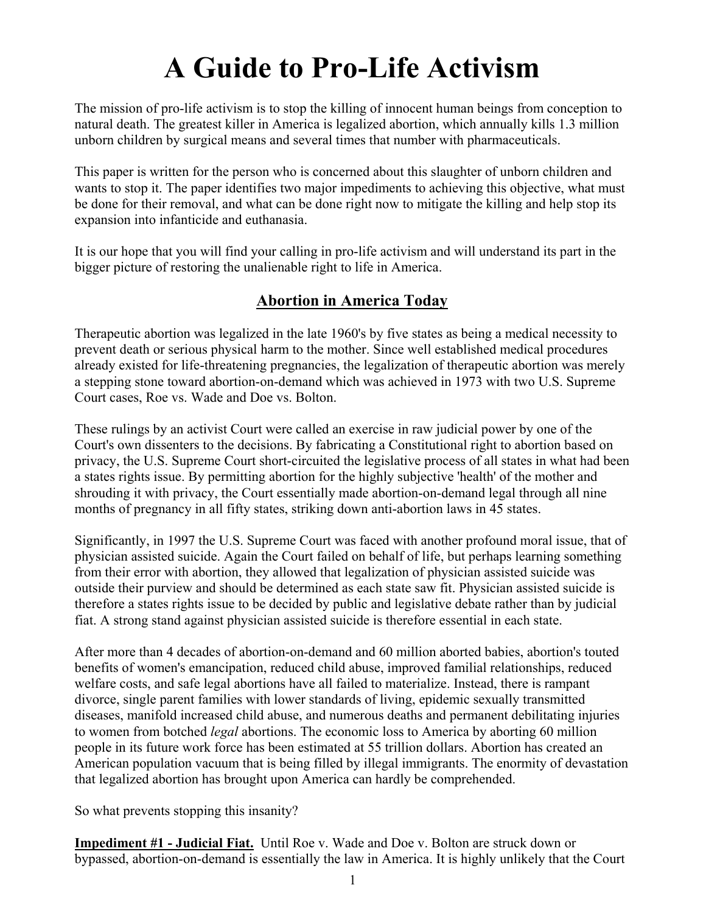# A Guide to Pro-Life Activism

The mission of pro-life activism is to stop the killing of innocent human beings from conception to natural death. The greatest killer in America is legalized abortion, which annually kills 1.3 million unborn children by surgical means and several times that number with pharmaceuticals.

This paper is written for the person who is concerned about this slaughter of unborn children and wants to stop it. The paper identifies two major impediments to achieving this objective, what must be done for their removal, and what can be done right now to mitigate the killing and help stop its expansion into infanticide and euthanasia.

It is our hope that you will find your calling in pro-life activism and will understand its part in the bigger picture of restoring the unalienable right to life in America.

## Abortion in America Today

Therapeutic abortion was legalized in the late 1960's by five states as being a medical necessity to prevent death or serious physical harm to the mother. Since well established medical procedures already existed for life-threatening pregnancies, the legalization of therapeutic abortion was merely a stepping stone toward abortion-on-demand which was achieved in 1973 with two U.S. Supreme Court cases, Roe vs. Wade and Doe vs. Bolton.

These rulings by an activist Court were called an exercise in raw judicial power by one of the Court's own dissenters to the decisions. By fabricating a Constitutional right to abortion based on privacy, the U.S. Supreme Court short-circuited the legislative process of all states in what had been a states rights issue. By permitting abortion for the highly subjective 'health' of the mother and shrouding it with privacy, the Court essentially made abortion-on-demand legal through all nine months of pregnancy in all fifty states, striking down anti-abortion laws in 45 states.

Significantly, in 1997 the U.S. Supreme Court was faced with another profound moral issue, that of physician assisted suicide. Again the Court failed on behalf of life, but perhaps learning something from their error with abortion, they allowed that legalization of physician assisted suicide was outside their purview and should be determined as each state saw fit. Physician assisted suicide is therefore a states rights issue to be decided by public and legislative debate rather than by judicial fiat. A strong stand against physician assisted suicide is therefore essential in each state.

After more than 4 decades of abortion-on-demand and 60 million aborted babies, abortion's touted benefits of women's emancipation, reduced child abuse, improved familial relationships, reduced welfare costs, and safe legal abortions have all failed to materialize. Instead, there is rampant divorce, single parent families with lower standards of living, epidemic sexually transmitted diseases, manifold increased child abuse, and numerous deaths and permanent debilitating injuries to women from botched *legal* abortions. The economic loss to America by aborting 60 million people in its future work force has been estimated at 55 trillion dollars. Abortion has created an American population vacuum that is being filled by illegal immigrants. The enormity of devastation that legalized abortion has brought upon America can hardly be comprehended.

So what prevents stopping this insanity?

**Impediment #1 - Judicial Fiat.** Until Roe v. Wade and Doe v. Bolton are struck down or bypassed, abortion-on-demand is essentially the law in America. It is highly unlikely that the Court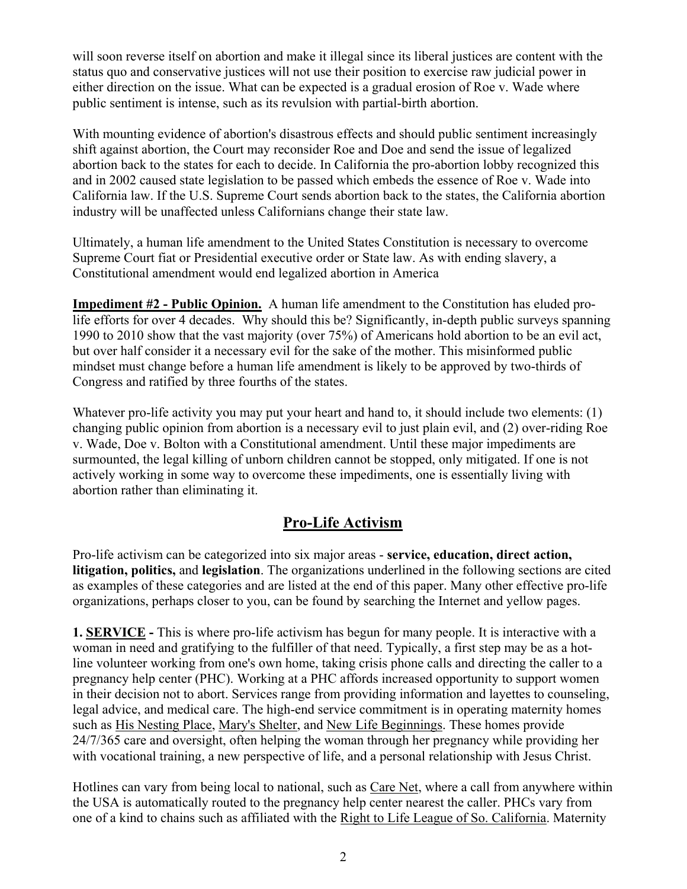will soon reverse itself on abortion and make it illegal since its liberal justices are content with the status quo and conservative justices will not use their position to exercise raw judicial power in either direction on the issue. What can be expected is a gradual erosion of Roe v. Wade where public sentiment is intense, such as its revulsion with partial-birth abortion.

With mounting evidence of abortion's disastrous effects and should public sentiment increasingly shift against abortion, the Court may reconsider Roe and Doe and send the issue of legalized abortion back to the states for each to decide. In California the pro-abortion lobby recognized this and in 2002 caused state legislation to be passed which embeds the essence of Roe v. Wade into California law. If the U.S. Supreme Court sends abortion back to the states, the California abortion industry will be unaffected unless Californians change their state law.

Ultimately, a human life amendment to the United States Constitution is necessary to overcome Supreme Court fiat or Presidential executive order or State law. As with ending slavery, a Constitutional amendment would end legalized abortion in America

**Impediment #2 - Public Opinion.** A human life amendment to the Constitution has eluded pro-life efforts for over 4 decades. Why should this be? Significantly, in-depth public surveys spanning 1990 to 2010 show that the vast majority (over 75%) of Americans hold abortion to be an evil act, but over half consider it a necessary evil for the sake of the mother. This misinformed public mindset must change before a human life amendment is likely to be approved by two-thirds of Congress and ratified by three fourths of the states.

Whatever pro-life activity you may put your heart and hand to, it should include two elements: (1) changing public opinion from abortion is a necessary evil to just plain evil, and (2) over-riding Roe v. Wade, Doe v. Bolton with a Constitutional amendment. Until these major impediments are surmounted, the legal killing of unborn children cannot be stopped, only mitigated. If one is not actively working in some way to overcome these impediments, one is essentially living with abortion rather than eliminating it.

## Pro-Life Activism

Pro-life activism can be categorized into six major areas - **service, education, direct action, litigation, politics,** and **legislation**. The organizations underlined in the following sections are cited as examples of these categories and are listed at the end of this paper. Many other effective pro-life organizations, perhaps closer to you, can be found by searching the Internet and yellow pages.

**1. SERVICE -** This is where pro-life activism has begun for many people. It is interactive with a woman in need and gratifying to the fulfiller of that need. Typically, a first step may be as a hot-line volunteer working from one's own home, taking crisis phone calls and directing the caller to a pregnancy help center (PHC). Working at a PHC affords increased opportunity to support women in their decision not to abort. Services range from providing information and layettes to counseling, legal advice, and medical care. The high-end service commitment is in operating maternity homes such as His Nesting Place, Mary's Shelter, and New Life Beginnings. These homes provide 24/7/365 care and oversight, often helping the woman through her pregnancy while providing her with vocational training, a new perspective of life, and a personal relationship with Jesus Christ.

Hotlines can vary from being local to national, such as Care Net, where a call from anywhere within the USA is automatically routed to the pregnancy help center nearest the caller. PHCs vary from one of a kind to chains such as affiliated with the Right to Life League of So. California. Maternity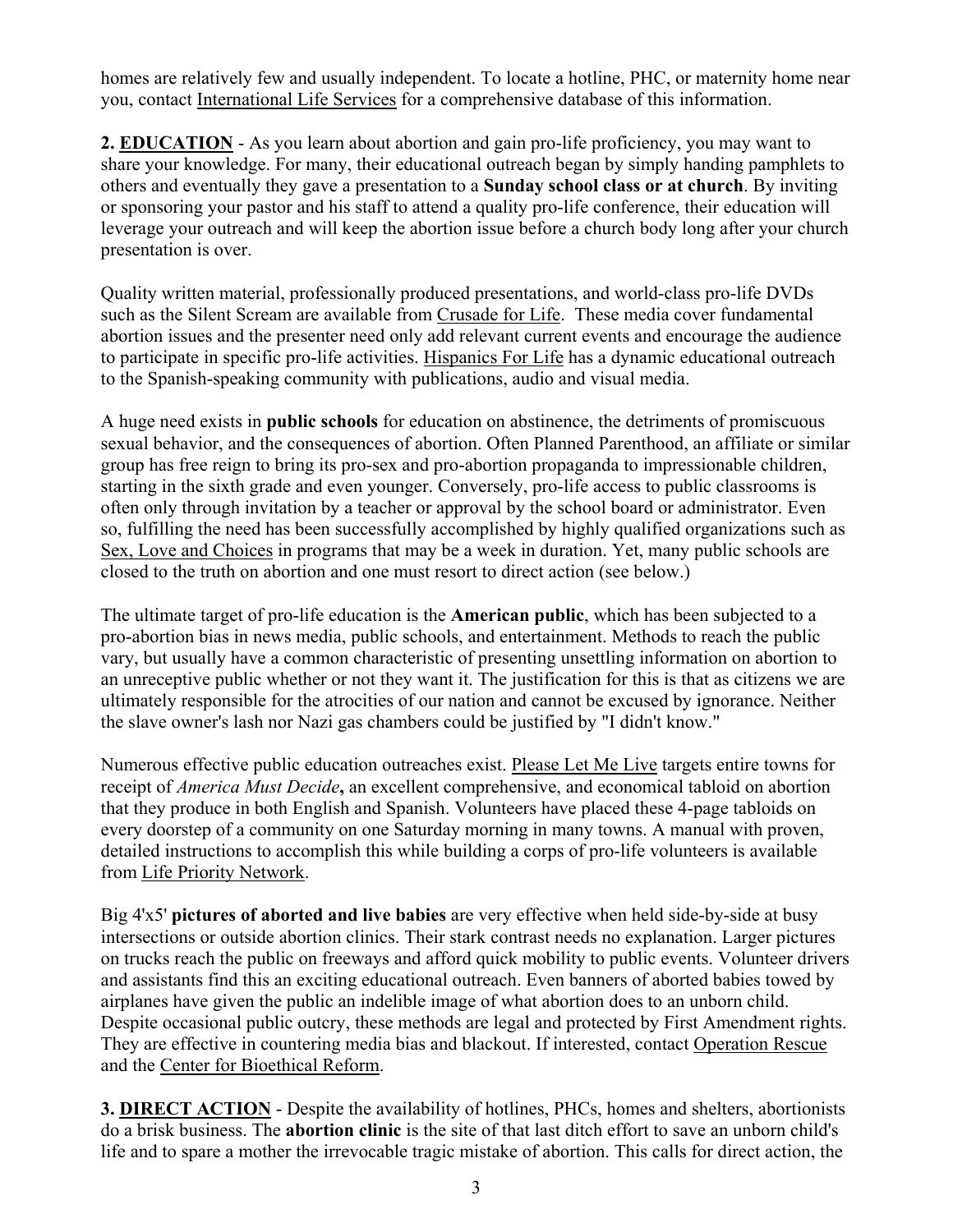homes are relatively few and usually independent. To locate a hotline, PHC, or maternity home near you, contact International Life Services for a comprehensive database of this information.

**2. EDUCATION** - As you learn about abortion and gain pro-life proficiency, you may want to share your knowledge. For many, their educational outreach began by simply handing pamphlets to others and eventually they gave a presentation to a **Sunday school class or at church**. By inviting or sponsoring your pastor and his staff to attend a quality pro-life conference, their education will leverage your outreach and will keep the abortion issue before a church body long after your church presentation is over.

Quality written material, professionally produced presentations, and world-class pro-life DVDs such as the Silent Scream are available from Crusade for Life. These media cover fundamental abortion issues and the presenter need only add relevant current events and encourage the audience to participate in specific pro-life activities. Hispanics For Life has a dynamic educational outreach to the Spanish-speaking community with publications, audio and visual media.

A huge need exists in **public schools** for education on abstinence, the detriments of promiscuous sexual behavior, and the consequences of abortion. Often Planned Parenthood, an affiliate or similar group has free reign to bring its pro-sex and pro-abortion propaganda to impressionable children, starting in the sixth grade and even younger. Conversely, pro-life access to public classrooms is often only through invitation by a teacher or approval by the school board or administrator. Even so, fulfilling the need has been successfully accomplished by highly qualified organizations such as Sex, Love and Choices in programs that may be a week in duration. Yet, many public schools are closed to the truth on abortion and one must resort to direct action (see below.)

The ultimate target of pro-life education is the **American public**, which has been subjected to a pro-abortion bias in news media, public schools, and entertainment. Methods to reach the public vary, but usually have a common characteristic of presenting unsettling information on abortion to an unreceptive public whether or not they want it. The justification for this is that as citizens we are ultimately responsible for the atrocities of our nation and cannot be excused by ignorance. Neither the slave owner's lash nor Nazi gas chambers could be justified by "I didn't know."

Numerous effective public education outreaches exist. Please Let Me Live targets entire towns for receipt of *America Must Decide***,** an excellent comprehensive, and economical tabloid on abortion that they produce in both English and Spanish. Volunteers have placed these 4-page tabloids on every doorstep of a community on one Saturday morning in many towns. A manual with proven, detailed instructions to accomplish this while building a corps of pro-life volunteers is available from Life Priority Network.

Big 4'x5' **pictures of aborted and live babies** are very effective when held side-by-side at busy intersections or outside abortion clinics. Their stark contrast needs no explanation. Larger pictures on trucks reach the public on freeways and afford quick mobility to public events. Volunteer drivers and assistants find this an exciting educational outreach. Even banners of aborted babies towed by airplanes have given the public an indelible image of what abortion does to an unborn child. Despite occasional public outcry, these methods are legal and protected by First Amendment rights. They are effective in countering media bias and blackout. If interested, contact Operation Rescue and the Center for Bioethical Reform.

**3. DIRECT ACTION** - Despite the availability of hotlines, PHCs, homes and shelters, abortionists do a brisk business. The **abortion clinic** is the site of that last ditch effort to save an unborn child's life and to spare a mother the irrevocable tragic mistake of abortion. This calls for direct action, the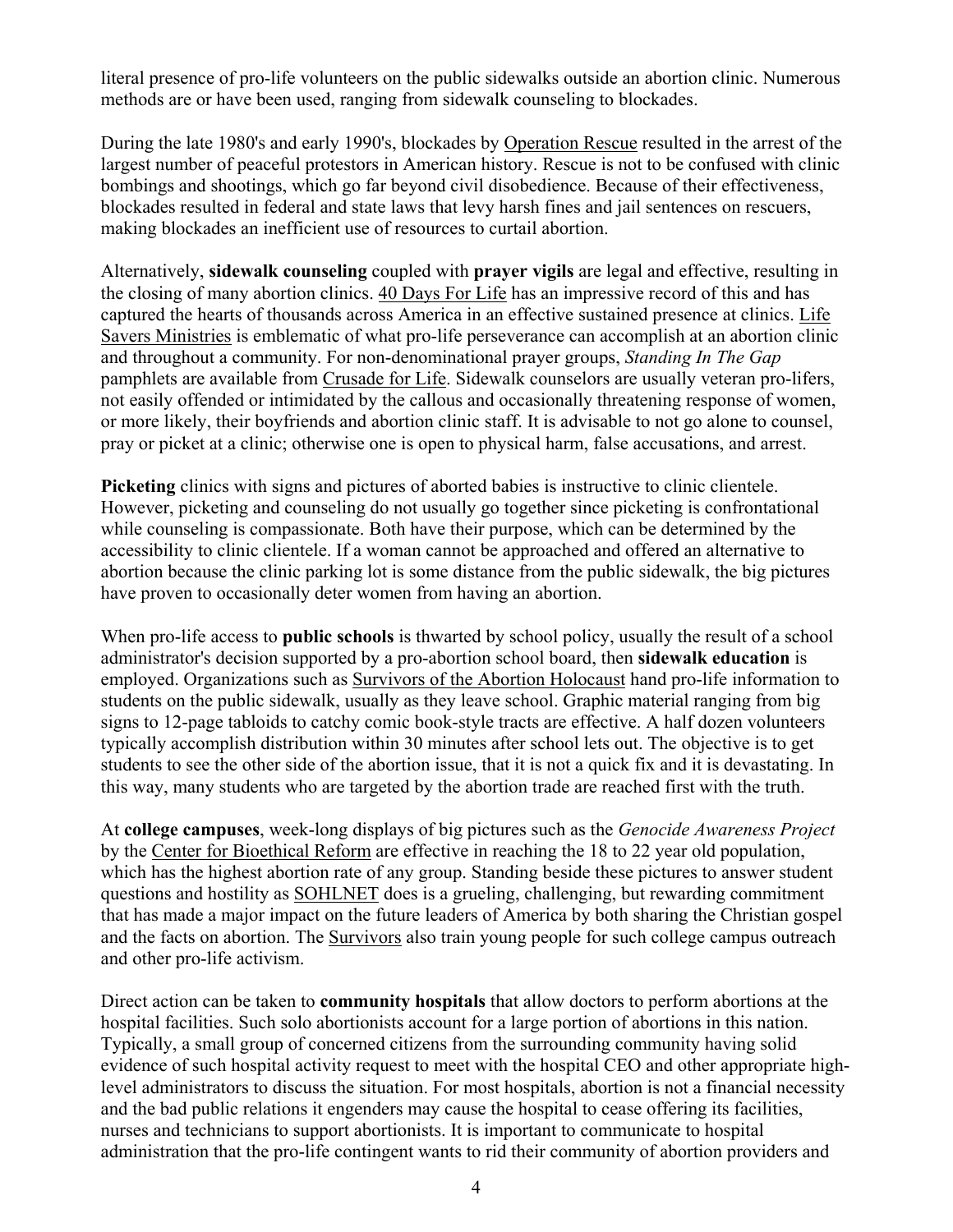literal presence of pro-life volunteers on the public sidewalks outside an abortion clinic. Numerous methods are or have been used, ranging from sidewalk counseling to blockades.

During the late 1980's and early 1990's, blockades by Operation Rescue resulted in the arrest of the largest number of peaceful protestors in American history. Rescue is not to be confused with clinic bombings and shootings, which go far beyond civil disobedience. Because of their effectiveness, blockades resulted in federal and state laws that levy harsh fines and jail sentences on rescuers, making blockades an inefficient use of resources to curtail abortion.

Alternatively, **sidewalk counseling** coupled with **prayer vigils** are legal and effective, resulting in the closing of many abortion clinics. 40 Days For Life has an impressive record of this and has captured the hearts of thousands across America in an effective sustained presence at clinics. Life Savers Ministries is emblematic of what pro-life perseverance can accomplish at an abortion clinic and throughout a community. For non-denominational prayer groups, *Standing In The Gap* pamphlets are available from Crusade for Life. Sidewalk counselors are usually veteran pro-lifers, not easily offended or intimidated by the callous and occasionally threatening response of women, or more likely, their boyfriends and abortion clinic staff. It is advisable to not go alone to counsel, pray or picket at a clinic; otherwise one is open to physical harm, false accusations, and arrest.

**Picketing** clinics with signs and pictures of aborted babies is instructive to clinic clientele. However, picketing and counseling do not usually go together since picketing is confrontational while counseling is compassionate. Both have their purpose, which can be determined by the accessibility to clinic clientele. If a woman cannot be approached and offered an alternative to abortion because the clinic parking lot is some distance from the public sidewalk, the big pictures have proven to occasionally deter women from having an abortion.

When pro-life access to **public schools** is thwarted by school policy, usually the result of a school administrator's decision supported by a pro-abortion school board, then **sidewalk education** is employed. Organizations such as Survivors of the Abortion Holocaust hand pro-life information to students on the public sidewalk, usually as they leave school. Graphic material ranging from big signs to 12-page tabloids to catchy comic book-style tracts are effective. A half dozen volunteers typically accomplish distribution within 30 minutes after school lets out. The objective is to get students to see the other side of the abortion issue, that it is not a quick fix and it is devastating. In this way, many students who are targeted by the abortion trade are reached first with the truth.

At **college campuses**, week-long displays of big pictures such as the *Genocide Awareness Project* by the Center for Bioethical Reform are effective in reaching the 18 to 22 year old population, which has the highest abortion rate of any group. Standing beside these pictures to answer student questions and hostility as SOHLNET does is a grueling, challenging, but rewarding commitment that has made a major impact on the future leaders of America by both sharing the Christian gospel and the facts on abortion. The Survivors also train young people for such college campus outreach and other pro-life activism.

Direct action can be taken to **community hospitals** that allow doctors to perform abortions at the hospital facilities. Such solo abortionists account for a large portion of abortions in this nation. Typically, a small group of concerned citizens from the surrounding community having solid evidence of such hospital activity request to meet with the hospital CEO and other appropriate high-level administrators to discuss the situation. For most hospitals, abortion is not a financial necessity and the bad public relations it engenders may cause the hospital to cease offering its facilities, nurses and technicians to support abortionists. It is important to communicate to hospital administration that the pro-life contingent wants to rid their community of abortion providers and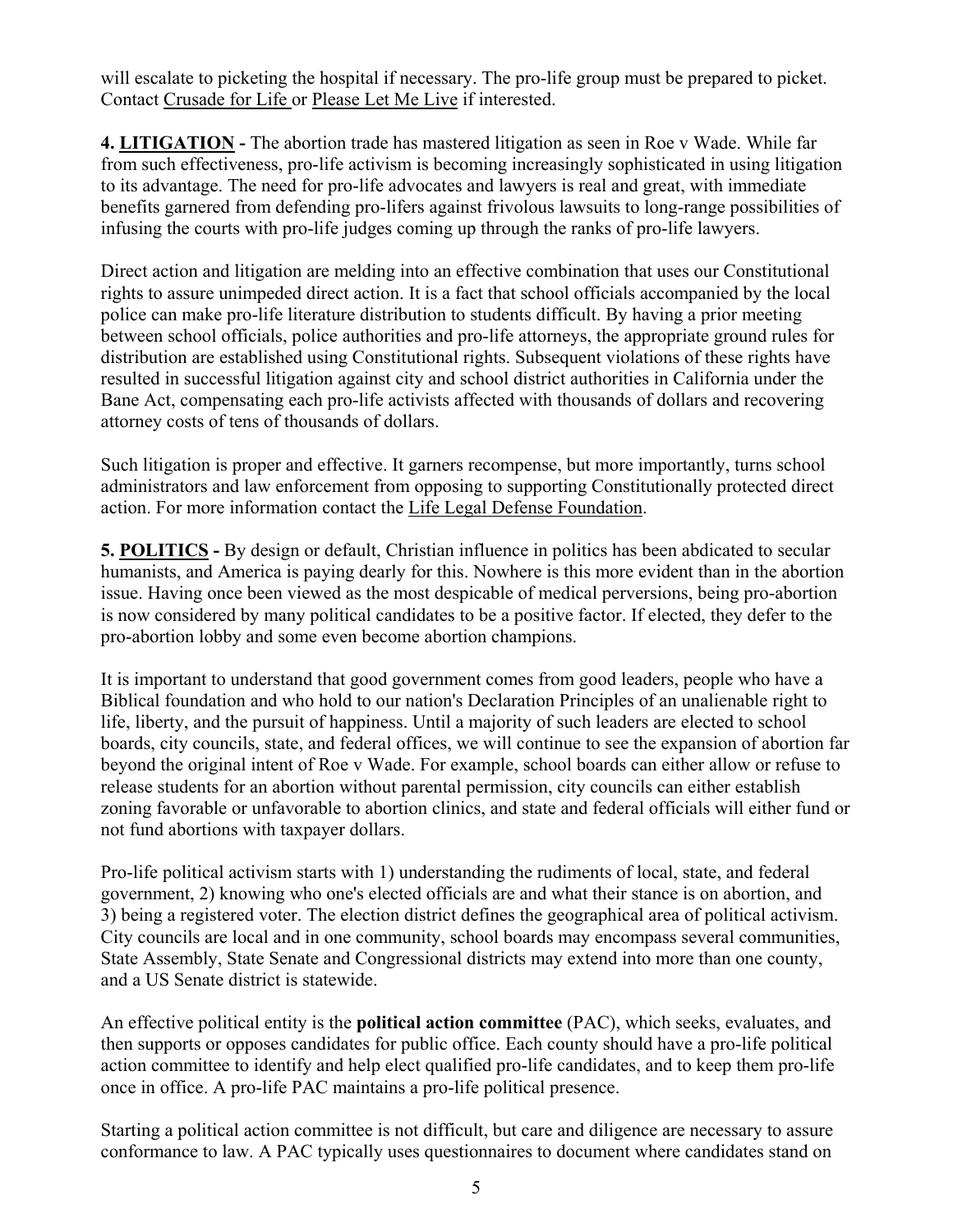will escalate to picketing the hospital if necessary. The pro-life group must be prepared to picket. Contact Crusade for Life or Please Let Me Live if interested.

**4. LITIGATION -** The abortion trade has mastered litigation as seen in Roe v Wade. While far from such effectiveness, pro-life activism is becoming increasingly sophisticated in using litigation to its advantage. The need for pro-life advocates and lawyers is real and great, with immediate benefits garnered from defending pro-lifers against frivolous lawsuits to long-range possibilities of infusing the courts with pro-life judges coming up through the ranks of pro-life lawyers.

Direct action and litigation are melding into an effective combination that uses our Constitutional rights to assure unimpeded direct action. It is a fact that school officials accompanied by the local police can make pro-life literature distribution to students difficult. By having a prior meeting between school officials, police authorities and pro-life attorneys, the appropriate ground rules for distribution are established using Constitutional rights. Subsequent violations of these rights have resulted in successful litigation against city and school district authorities in California under the Bane Act, compensating each pro-life activists affected with thousands of dollars and recovering attorney costs of tens of thousands of dollars.

Such litigation is proper and effective. It garners recompense, but more importantly, turns school administrators and law enforcement from opposing to supporting Constitutionally protected direct action. For more information contact the Life Legal Defense Foundation.

**5. POLITICS -** By design or default, Christian influence in politics has been abdicated to secular humanists, and America is paying dearly for this. Nowhere is this more evident than in the abortion issue. Having once been viewed as the most despicable of medical perversions, being pro-abortion is now considered by many political candidates to be a positive factor. If elected, they defer to the pro-abortion lobby and some even become abortion champions.

It is important to understand that good government comes from good leaders, people who have a Biblical foundation and who hold to our nation's Declaration Principles of an unalienable right to life, liberty, and the pursuit of happiness. Until a majority of such leaders are elected to school boards, city councils, state, and federal offices, we will continue to see the expansion of abortion far beyond the original intent of Roe v Wade. For example, school boards can either allow or refuse to release students for an abortion without parental permission, city councils can either establish zoning favorable or unfavorable to abortion clinics, and state and federal officials will either fund or not fund abortions with taxpayer dollars.

Pro-life political activism starts with 1) understanding the rudiments of local, state, and federal government, 2) knowing who one's elected officials are and what their stance is on abortion, and 3) being a registered voter. The election district defines the geographical area of political activism. City councils are local and in one community, school boards may encompass several communities, State Assembly, State Senate and Congressional districts may extend into more than one county, and a US Senate district is statewide.

An effective political entity is the **political action committee** (PAC), which seeks, evaluates, and then supports or opposes candidates for public office. Each county should have a pro-life political action committee to identify and help elect qualified pro-life candidates, and to keep them pro-life once in office. A pro-life PAC maintains a pro-life political presence.

Starting a political action committee is not difficult, but care and diligence are necessary to assure conformance to law. A PAC typically uses questionnaires to document where candidates stand on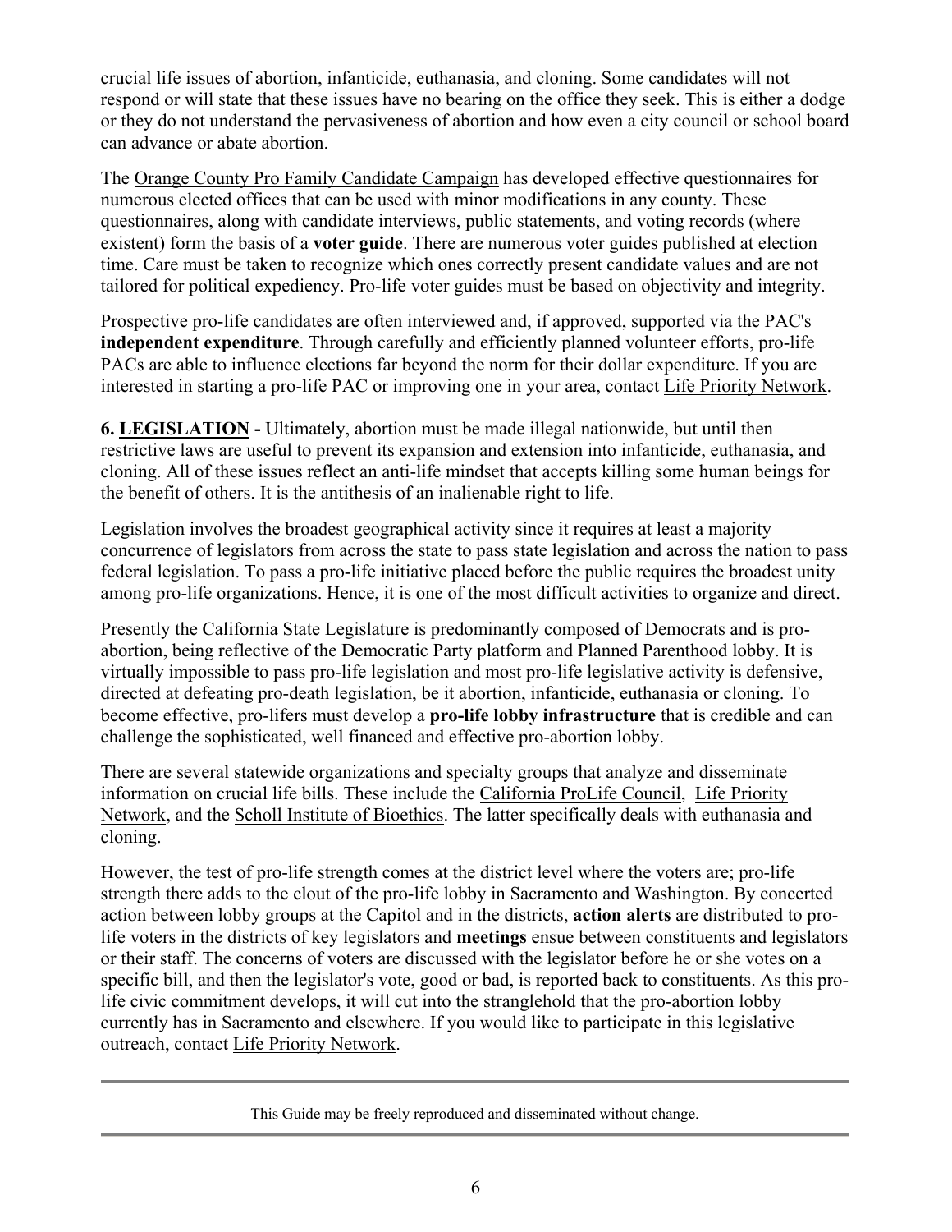crucial life issues of abortion, infanticide, euthanasia, and cloning. Some candidates will not respond or will state that these issues have no bearing on the office they seek. This is either a dodge or they do not understand the pervasiveness of abortion and how even a city council or school board can advance or abate abortion.

The Orange County Pro Family Candidate Campaign has developed effective questionnaires for numerous elected offices that can be used with minor modifications in any county. These questionnaires, along with candidate interviews, public statements, and voting records (where existent) form the basis of a **voter guide**. There are numerous voter guides published at election time. Care must be taken to recognize which ones correctly present candidate values and are not tailored for political expediency. Pro-life voter guides must be based on objectivity and integrity.

Prospective pro-life candidates are often interviewed and, if approved, supported via the PAC's **independent expenditure**. Through carefully and efficiently planned volunteer efforts, pro-life PACs are able to influence elections far beyond the norm for their dollar expenditure. If you are interested in starting a pro-life PAC or improving one in your area, contact Life Priority Network.

**6. LEGISLATION -** Ultimately, abortion must be made illegal nationwide, but until then restrictive laws are useful to prevent its expansion and extension into infanticide, euthanasia, and cloning. All of these issues reflect an anti-life mindset that accepts killing some human beings for the benefit of others. It is the antithesis of an inalienable right to life.

Legislation involves the broadest geographical activity since it requires at least a majority concurrence of legislators from across the state to pass state legislation and across the nation to pass federal legislation. To pass a pro-life initiative placed before the public requires the broadest unity among pro-life organizations. Hence, it is one of the most difficult activities to organize and direct.

Presently the California State Legislature is predominantly composed of Democrats and is pro-abortion, being reflective of the Democratic Party platform and Planned Parenthood lobby. It is virtually impossible to pass pro-life legislation and most pro-life legislative activity is defensive, directed at defeating pro-death legislation, be it abortion, infanticide, euthanasia or cloning. To become effective, pro-lifers must develop a **pro-life lobby infrastructure** that is credible and can challenge the sophisticated, well financed and effective pro-abortion lobby.

There are several statewide organizations and specialty groups that analyze and disseminate information on crucial life bills. These include the California ProLife Council, Life Priority Network, and the Scholl Institute of Bioethics. The latter specifically deals with euthanasia and cloning.

However, the test of pro-life strength comes at the district level where the voters are; pro-life strength there adds to the clout of the pro-life lobby in Sacramento and Washington. By concerted action between lobby groups at the Capitol and in the districts, **action alerts** are distributed to pro-life voters in the districts of key legislators and **meetings** ensue between constituents and legislators or their staff. The concerns of voters are discussed with the legislator before he or she votes on a specific bill, and then the legislator's vote, good or bad, is reported back to constituents. As this pro-life civic commitment develops, it will cut into the stranglehold that the pro-abortion lobby currently has in Sacramento and elsewhere. If you would like to participate in this legislative outreach, contact Life Priority Network.

---

This Guide may be freely reproduced and disseminated without change.

---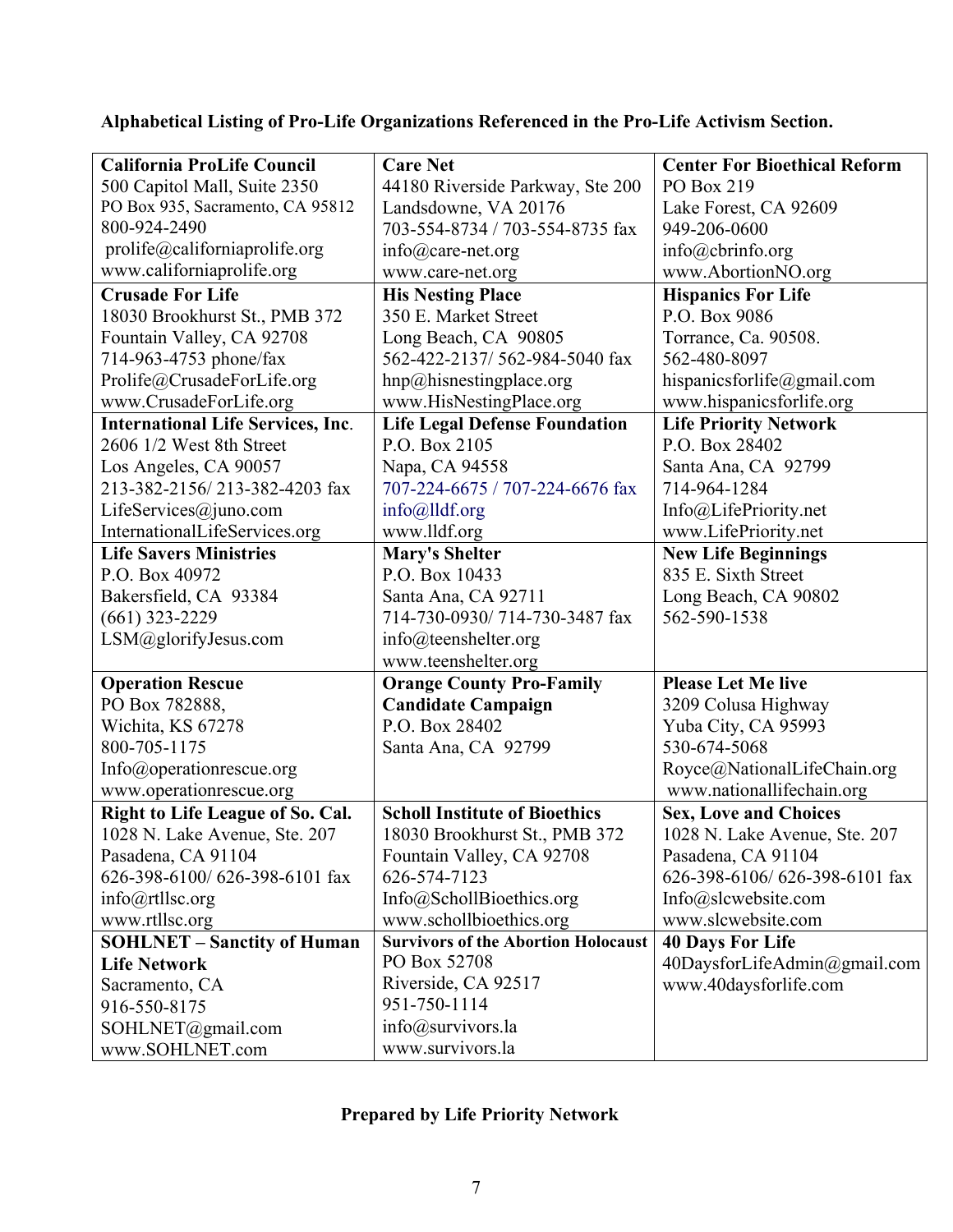**Alphabetical Listing of Pro-Life Organizations Referenced in the Pro-Life Activism Section.**

| | | |
|---|---|---|
| **California ProLife Council**<br>500 Capitol Mall, Suite 2350<br>PO Box 935, Sacramento, CA 95812<br>800-924-2490<br>prolife@californiaprolife.org<br>www.californiaprolife.org | **Care Net**<br>44180 Riverside Parkway, Ste 200<br>Landsdowne, VA 20176<br>703-554-8734 / 703-554-8735 fax<br>info@care-net.org<br>www.care-net.org | **Center For Bioethical Reform**<br>PO Box 219<br>Lake Forest, CA 92609<br>949-206-0600<br>info@cbrinfo.org<br>www.AbortionNO.org |
| **Crusade For Life**<br>18030 Brookhurst St., PMB 372<br>Fountain Valley, CA 92708<br>714-963-4753 phone/fax<br>Prolife@CrusadeForLife.org<br>www.CrusadeForLife.org | **His Nesting Place**<br>350 E. Market Street<br>Long Beach, CA 90805<br>562-422-2137/ 562-984-5040 fax<br>hnp@hisnestingplace.org<br>www.HisNestingPlace.org | **Hispanics For Life**<br>P.O. Box 9086<br>Torrance, Ca. 90508.<br>562-480-8097<br>hispanicsforlife@gmail.com<br>www.hispanicsforlife.org |
| **International Life Services, Inc**.<br>2606 1/2 West 8th Street<br>Los Angeles, CA 90057<br>213-382-2156/ 213-382-4203 fax<br>LifeServices@juno.com<br>InternationalLifeServices.org | **Life Legal Defense Foundation**<br>P.O. Box 2105<br>Napa, CA 94558<br>707-224-6675 / 707-224-6676 fax<br>info@lldf.org<br>www.lldf.org | **Life Priority Network**<br>P.O. Box 28402<br>Santa Ana, CA 92799<br>714-964-1284<br>Info@LifePriority.net<br>www.LifePriority.net |
| **Life Savers Ministries**<br>P.O. Box 40972<br>Bakersfield, CA 93384<br>(661) 323-2229<br>LSM@glorifyJesus.com | **Mary's Shelter**<br>P.O. Box 10433<br>Santa Ana, CA 92711<br>714-730-0930/ 714-730-3487 fax<br>info@teenshelter.org<br>www.teenshelter.org | **New Life Beginnings**<br>835 E. Sixth Street<br>Long Beach, CA 90802<br>562-590-1538 |
| **Operation Rescue**<br>PO Box 782888,<br>Wichita, KS 67278<br>800-705-1175<br>Info@operationrescue.org<br>www.operationrescue.org | **Orange County Pro-Family Candidate Campaign**<br>P.O. Box 28402<br>Santa Ana, CA 92799 | **Please Let Me live**<br>3209 Colusa Highway<br>Yuba City, CA 95993<br>530-674-5068<br>Royce@NationalLifeChain.org<br>www.nationallifechain.org |
| **Right to Life League of So. Cal.**<br>1028 N. Lake Avenue, Ste. 207<br>Pasadena, CA 91104<br>626-398-6100/ 626-398-6101 fax<br>info@rtllsc.org<br>www.rtllsc.org | **Scholl Institute of Bioethics**<br>18030 Brookhurst St., PMB 372<br>Fountain Valley, CA 92708<br>626-574-7123<br>Info@SchollBioethics.org<br>www.schollbioethics.org | **Sex, Love and Choices**<br>1028 N. Lake Avenue, Ste. 207<br>Pasadena, CA 91104<br>626-398-6106/ 626-398-6101 fax<br>Info@slcwebsite.com<br>www.slcwebsite.com |
| **SOHLNET – Sanctity of Human Life Network**<br>Sacramento, CA<br>916-550-8175<br>SOHLNET@gmail.com<br>www.SOHLNET.com | **Survivors of the Abortion Holocaust**<br>PO Box 52708<br>Riverside, CA 92517<br>951-750-1114<br>info@survivors.la<br>www.survivors.la | **40 Days For Life**<br>40DaysforLifeAdmin@gmail.com<br>www.40daysforlife.com |

**Prepared by Life Priority Network**